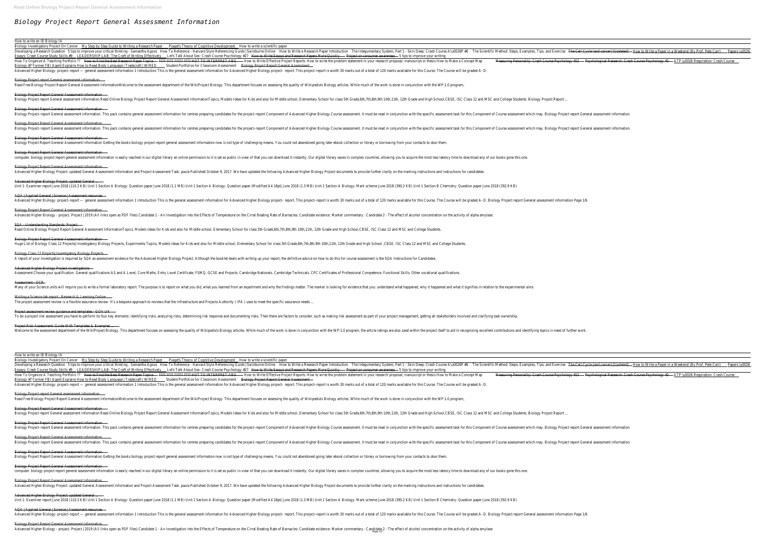# Biology Project Report General Assessment Information

How to write an IB Biology IA

Biology Investigatory Project On Cancer My Step by Step Guide to Writing a Research Paper Piaget's Theory of Cognitive Development How to write a scientific paper

Developing a Research Question 5 tips to improve your critical thinking - Samantha Agoos How To Reference - Harvard Style Referencing Guide | Swinburne Online How to Write a Research Paper Introduction The Integumentary System, Part 1 - Skin Deep: Crash Course A\u0026P #6 The Scientific Method: Steps, Examples, Tips, and Exercise The Cell Cycle (and cancer) [Updated] How to Write a Paper in a Weekend (By Prof. Pete Carr) Papers \u0026 Essays: Crash Course Study Skills #9 LEADERSHIP LAB: The Craft of Writing Effectively Let's Talk About Sex: Crash Course Psychology #27 How to Write Essays and Research Papers More Quickly Project on consumer awareness 5 tips to improve your writing

How To Organize A Teaching Portfolio ?? How to Find the Best Research Paper Topics ???? ???? ????? ???? NOT TO INTERPRET ABG How to Write Effective Project Reports How to write the problem statement in your research proposal, manuscript or thesis How to Make a Concept Map Measuring Personality: Crash Course Psychology #23 Psychological Research: Crash Course Psychology #2 ATP \u0026 Respiration: Crash Course Biology #7 Former FBI Agent Explains How to Read Body Language | Tradecraft | WIRED Student Portfolios for Classroom Assessment Biology Project Report General Assessment

Advanced Higher Biology: project–report — general assessment information 1 Introduction This is the general assessment information for Advanced Higher Biology project– report. This project–report is worth 30 marks out of a total of 120 marks available for this Course. The Course will be graded A–D.

Biology Project report General assessment information

Read Free Biology Project Report General Assessment InformationWelcome to the assessment department of the WikiProject Biology. This department focuses on assessing the quality of Wikipedia's Biology articles. While much of the work is done in conjunction with the WP:1.0 program,

Biology Project Report General Assessment Information

Biology Project report General assessment information Read Online Biology Project Report General Assessment InformationTopics, Models Ideas for Kids and also for Middle school, Elementary School for class 5th Grade,6th,7th,8th,9th 10th,11th, 12th Grade and High School,CBSE, ISC Class 12 and MSC and College Students. Biology Project Report ...

Biology Project Report General Assessment Information

Biology Project–report General assessment information. This pack contains general assessment information for centres preparing candidates for the project–report Component of Advanced Higher Biology Course assessment. It must be read in conjunction with the specific assessment task for this Component of Course assessment which may. Biology Project report General assessment information

Biology Project Report General Assessment Information

Biology Project–report General assessment information. This pack contains general assessment information for centres preparing candidates for the project–report Component of Advanced Higher Biology Course assessment. It must be read in conjunction with the specific assessment task for this Component of Course assessment which may. Biology Project report General assessment information

Biology Project Report General Assessment Information

Biology Project Report General Assessment Information Getting the books biology project report general assessment information now is not type of challenging means. You could not abandoned going later ebook collection or library or borrowing from your contacts to door them.

Biology Project Report General Assessment Information

computer. biology project report general assessment information is easily reached in our digital library an online permission to it is set as public in view of that you can download it instantly. Our digital library saves in complex countries, allowing you to acquire the most less latency time to download any of our books gone this one.

Biology Project Report General Assessment Information

Advanced Higher Biology Project: updated General Assessment Information and Project Assessment Task. paula Published October 9, 2017. We have updated the following Advanced Higher Biology Project documents to provide further clarity on the marking instructions and instructions for candidates:

Advanced Higher Biology Project: updated General ...

Unit 1: Examiner report June 2018 (110.3 KB) Unit 1 Section A Biology: Question paper June 2018 (1.1 MB) Unit 1 Section A Biology: Question paper (Modified A4 18pt) June 2018 (1.3 MB) Unit 1 Section A Biology: Mark scheme June 2018 (390.2 KB) Unit 1 Section B Chemistry: Question paper June 2018 (392.9 KB)

AQA | Applied General | Science | Assessment resources

Advanced Higher Biology: project–report — general assessment information 1 Introduction This is the general assessment information for Advanced Higher Biology project– report. This project–report is worth 30 marks out of a total of 120 marks available for this Course. The Course will be graded A–D. Biology Project report General assessment information Page 1/6

Biology Project Report General Assessment Information

Advanced Higher Biology - project. Project | 2019 (All links open as PDF files) Candidate 1 - An Investigation into the Effects of Temperature on the Cirral Beating Rate of Barnacles: Candidate evidence: Marker commentary : Candidate 2 - The effect of alcohol concentration on the activity of alpha amylase:

SQA - Understanding Standards: Project

Read Online Biology Project Report General Assessment InformationTopics, Models Ideas for Kids and also for Middle school, Elementary School for class 5th Grade,6th,7th,8th,9th 10th,11th, 12th Grade and High School,CBSE, ISC Class 12 and MSC and College Students.

Biology Project Report General Assessment Information

Huge List of Biology Class 12 Projects| Investigatory Biology Projects, Experiments Topics, Models Ideas for Kids and also for Middle school, Elementary School for class 5th Grade,6th,7th,8th,9th 10th,11th, 12th Grade and High School ,CBSE, ISC Class 12 and MSC and College Students.

Biology Class 12 Projects| Investigatory Biology Projects

A report of your investigation is required by SQA as assessment evidence for the Advanced Higher Biology Project. Although the booklet deals with writing up your report, the de?nitive advice on how to do this for course assessment is the SQA Instructions for Candidates.

Advanced Higher Biology Project investigations

Assessment Choose your qualification. General qualifications AS and A Level, Core Maths, Entry Level Certificate, FSMQ, GCSE and Projects. Cambridge Nationals. Cambridge Technicals. CPC Certificates of Professional Competence. Functional Skills. Other vocational qualifications.

Assessment - OCR

Many of your science units will require you to write a formal laboratory report. The purpose is to report on what you did, what you learned from an experiment and why the findings matter. The marker is looking for evidence that you: understand what happened, why it happened and what it signifies in relation to the experimental aims

Writing a Science lab report - Research & Learning Online

The project assessment review is a flexible assurance review. It's a bespoke approach to reviews that the Infrastructure and Projects Authority ( IPA ) uses to meet the specific assurance needs ...

Project assessment review guidance and templates - GOV.UK

To do a project risk assessment you have to perform its four key elements: identifying risks, analyzing risks, determining risk response and documenting risks. Then there are factors to consider, such as making risk assessment as part of your project management, getting all stakeholders involved and clarifying task ownership.

Project Risk Assessment: Guide With Templates & Examples

Welcome to the assessment department of the WikiProject Biology. This department focuses on assessing the quality of Wikipedia's Biology articles. While much of the work is done in conjunction with the WP:1.0 program, the article ratings are also used within the project itself to aid in recognizing excellent contributions and identifying topics in need of further work.

How to write an IB Biology IA

Biology Investigatory Project On Cancer My Step by Step Guide to Writing a Research Paper Piaget's Theory of Cognitive Development How to write a scientific paper

Developing a Research Question 5 tips to improve your critical thinking - Samantha Agoos How To Reference - Harvard Style Referencing Guide | Swinburne Online How to Write a Research Paper Introduction The Integumentary System, Part 1 - Skin Deep: Crash Course A\u0026P #6 The Scientific Method: Steps, Examples, Tips, and Exercise The Cell Cycle (and cancer) [Updated] How to Write a Paper in a Weekend (By Prof. Pete Carr) Papers \u0026 Essays: Crash Course Study Skills #9 LEADERSHIP LAB: The Craft of Writing Effectively Let's Talk About Sex: Crash Course Psychology #27 How to Write Essays and Research Papers More Quickly Project on consumer awareness 5 tips to improve your writing

How To Organize A Teaching Portfolio ?? How to Find the Best Research Paper Topics ???? ???? ????? ???? NOT TO INTERPRET ABG How to Write Effective Project Reports How to write the problem statement in your research proposal, manuscript or thesis How to Make a Concept Map Measuring Personality: Crash Course Psychology #23 Psychological Research: Crash Course Psychology #2 ATP \u0026 Respiration: Crash Course Biology #7 Former FBI Agent Explains How to Read Body Language | Tradecraft | WIRED Student Portfolios for Classroom Assessment Biology Project Report General Assessment

Advanced Higher Biology: project–report — general assessment information 1 Introduction This is the general assessment information for Advanced Higher Biology project– report. This project–report is worth 30 marks out of a total of 120 marks available for this Course. The Course will be graded A–D.

Biology Project report General assessment information

Read Free Biology Project Report General Assessment InformationWelcome to the assessment department of the WikiProject Biology. This department focuses on assessing the quality of Wikipedia's Biology articles. While much of the work is done in conjunction with the WP:1.0 program,

Biology Project Report General Assessment Information

Biology Project report General assessment information Read Online Biology Project Report General Assessment InformationTopics, Models Ideas for Kids and also for Middle school, Elementary School for class 5th Grade,6th,7th,8th,9th 10th,11th, 12th Grade and High School,CBSE, ISC Class 12 and MSC and College Students. Biology Project Report ...

Biology Project Report General Assessment Information

Biology Project–report General assessment information. This pack contains general assessment information for centres preparing candidates for the project–report Component of Advanced Higher Biology Course assessment. It must be read in conjunction with the specific assessment task for this Component of Course assessment which may. Biology Project report General assessment information

Biology Project Report General Assessment Information

Biology Project–report General assessment information. This pack contains general assessment information for centres preparing candidates for the project–report Component of Advanced Higher Biology Course assessment. It must be read in conjunction with the specific assessment task for this Component of Course assessment which may. Biology Project report General assessment information

Biology Project Report General Assessment Information

Biology Project Report General Assessment Information Getting the books biology project report general assessment information now is not type of challenging means. You could not abandoned going later ebook collection or library or borrowing from your contacts to door them.

Biology Project Report General Assessment Information

computer. biology project report general assessment information is easily reached in our digital library an online permission to it is set as public in view of that you can download it instantly. Our digital library saves in complex countries, allowing you to acquire the most less latency time to download any of our books gone this one.

Biology Project Report General Assessment Information

Advanced Higher Biology Project: updated General Assessment Information and Project Assessment Task. paula Published October 9, 2017. We have updated the following Advanced Higher Biology Project documents to provide further clarity on the marking instructions and instructions for candidates:

Advanced Higher Biology Project: updated General ...

Unit 1: Examiner report June 2018 (110.3 KB) Unit 1 Section A Biology: Question paper June 2018 (1.1 MB) Unit 1 Section A Biology: Question paper (Modified A4 18pt) June 2018 (1.3 MB) Unit 1 Section A Biology: Mark scheme June 2018 (390.2 KB) Unit 1 Section B Chemistry: Question paper June 2018 (392.9 KB)

AQA | Applied General | Science | Assessment resources

Advanced Higher Biology: project–report — general assessment information 1 Introduction This is the general assessment information for Advanced Higher Biology project– report. This project–report is worth 30 marks out of a total of 120 marks available for this Course. The Course will be graded A–D. Biology Project report General assessment information Page 1/6

Biology Project Report General Assessment Information

Advanced Higher Biology - project. Project | 2019 (All links open as PDF files) Candidate 1 - An Investigation into the Effects of Temperature on the Cirral Beating Rate of Barnacles: Candidate evidence: Marker commentary : Candidate 2 - The effect of alcohol concentration on the activity of alpha amylase: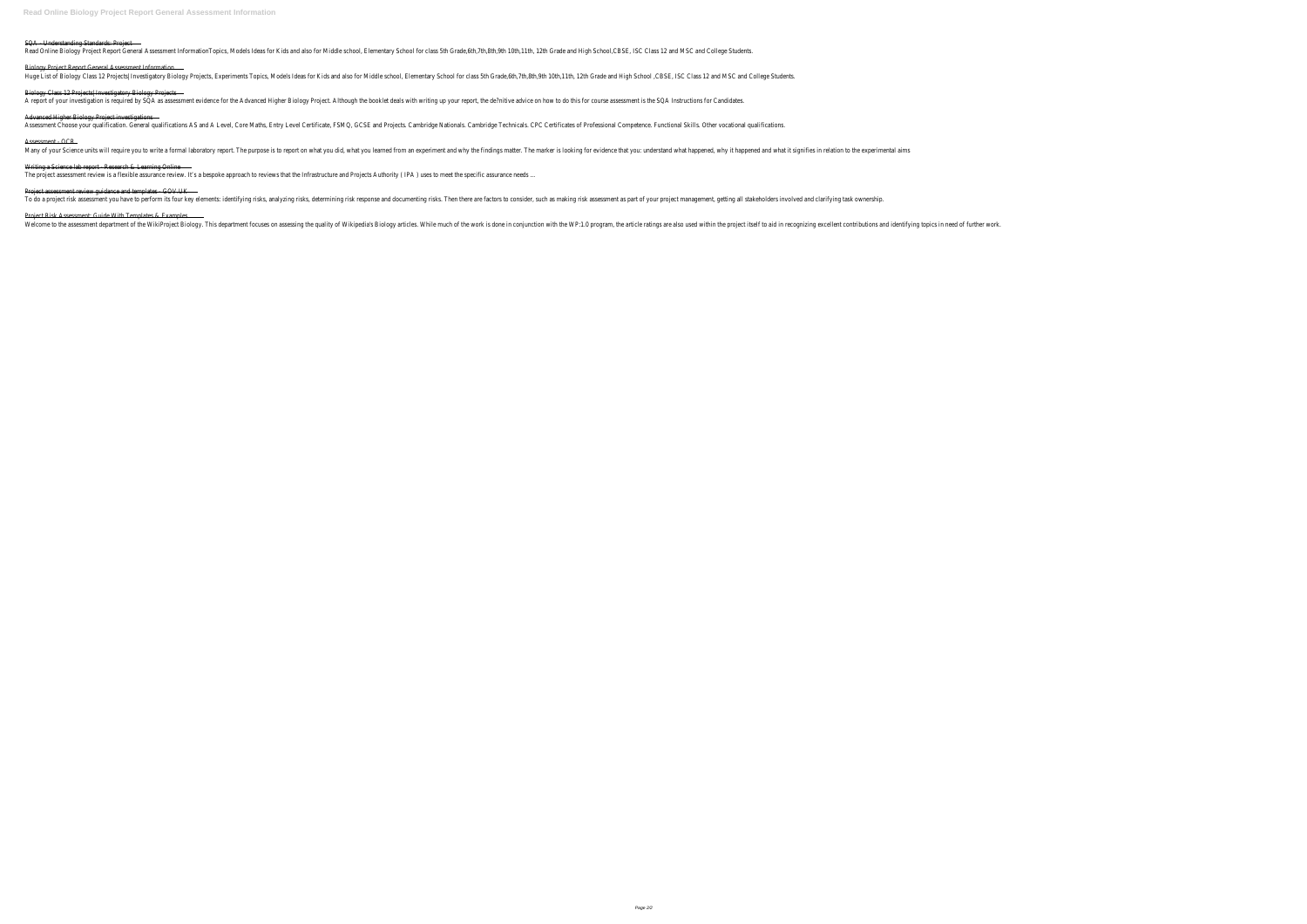SQA - Understanding Standards: Project

Read Online Biology Project Report General Assessment InformationTopics, Models Ideas for Kids and also for Middle school, Elementary School for class 5th Grade,6th,7th,8th,9th 10th,11th, 12th Grade and High School,CBSE, ISC Class 12 and MSC and College Students.

Biology Project Report General Assessment Information

Huge List of Biology Class 12 Projects|Investigatory Biology Projects, Experiments Topics, Models Ideas for Kids and also for Middle school, Elementary School for class 5th Grade,6th,7th,8th,9th 10th,11th, 12th Grade and High School ,CBSE, ISC Class 12 and MSC and College Students.

Biology Class 12 Projects|Investigatory Biology Projects

A report of your investigation is required by SQA as assessment evidence for the Advanced Higher Biology Project. Although the booklet deals with writing up your report, the de?nitive advice on how to do this for course assessment is the SQA Instructions for Candidates.

Advanced Higher Biology: Project investigations

Assessment Choose your qualification. General qualifications AS and A Level, Core Maths, Entry Level Certificate, FSMQ, GCSE and Projects. Cambridge Nationals. Cambridge Technicals. CPC Certificates of Professional Competence. Functional Skills. Other vocational qualifications.

Assessment - OCR

Many of your Science units will require you to write a formal laboratory report. The purpose is to report on what you did, what you learned from an experiment and why the findings matter. The marker is looking for evidence that you: understand what happened, why it happened and what it signifies in relation to the experimental aims

Writing a Science lab report - Research & Learning Online

The project assessment review is a flexible assurance review. It's a bespoke approach to reviews that the Infrastructure and Projects Authority ( IPA ) uses to meet the specific assurance needs ...

Project assessment review guidance and templates - GOV.UK

To do a project risk assessment you have to perform its four key elements: identifying risks, analyzing risks, determining risk response and documenting risks. Then there are factors to consider, such as making risk assessment as part of your project management, getting all stakeholders involved and clarifying task ownership.

Project Risk Assessment: Guide With Templates & Examples

Welcome to the assessment department of the WikiProject Biology. This department focuses on assessing the quality of Wikipedia's Biology articles. While much of the work is done in conjunction with the WP:1.0 program, the article ratings are also used within the project itself to aid in recognizing excellent contributions and identifying topics in need of further work.